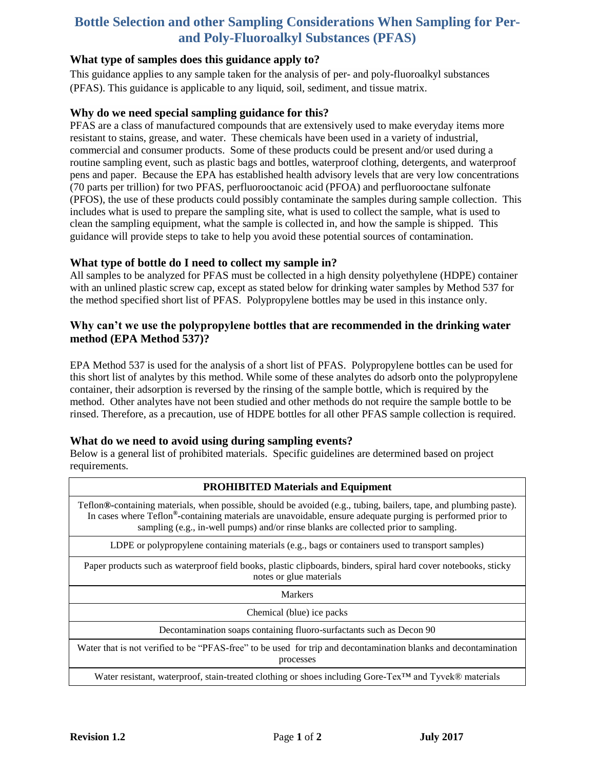# Bottle Selection and other Sampling Considerations When Sampling for Per- and Poly-Fluoroalkyl Substances (PFAS)

### What type of samples does this guidance apply to?

This guidance applies to any sample taken for the analysis of per- and poly-fluoroalkyl substances (PFAS). This guidance is applicable to any liquid, soil, sediment, and tissue matrix.

### Why do we need special sampling guidance for this?

PFAS are a class of manufactured compounds that are extensively used to make everyday items more resistant to stains, grease, and water. These chemicals have been used in a variety of industrial, commercial and consumer products. Some of these products could be present and/or used during a routine sampling event, such as plastic bags and bottles, waterproof clothing, detergents, and waterproof pens and paper. Because the EPA has established health advisory levels that are very low concentrations (70 parts per trillion) for two PFAS, perfluorooctanoic acid (PFOA) and perfluorooctane sulfonate (PFOS), the use of these products could possibly contaminate the samples during sample collection. This includes what is used to prepare the sampling site, what is used to collect the sample, what is used to clean the sampling equipment, what the sample is collected in, and how the sample is shipped. This guidance will provide steps to take to help you avoid these potential sources of contamination.

### What type of bottle do I need to collect my sample in?

All samples to be analyzed for PFAS must be collected in a high density polyethylene (HDPE) container with an unlined plastic screw cap, except as stated below for drinking water samples by Method 537 for the method specified short list of PFAS. Polypropylene bottles may be used in this instance only.

### Why can't we use the polypropylene bottles that are recommended in the drinking water method (EPA Method 537)?

EPA Method 537 is used for the analysis of a short list of PFAS. Polypropylene bottles can be used for this short list of analytes by this method. While some of these analytes do adsorb onto the polypropylene container, their adsorption is reversed by the rinsing of the sample bottle, which is required by the method. Other analytes have not been studied and other methods do not require the sample bottle to be rinsed. Therefore, as a precaution, use of HDPE bottles for all other PFAS sample collection is required.

### What do we need to avoid using during sampling events?

Below is a general list of prohibited materials. Specific guidelines are determined based on project requirements.

| PROHIBITED Materials and Equipment |
|---|
| Teflon®-containing materials, when possible, should be avoided (e.g., tubing, bailers, tape, and plumbing paste). In cases where Teflon®-containing materials are unavoidable, ensure adequate purging is performed prior to sampling (e.g., in-well pumps) and/or rinse blanks are collected prior to sampling. |
| LDPE or polypropylene containing materials (e.g., bags or containers used to transport samples) |
| Paper products such as waterproof field books, plastic clipboards, binders, spiral hard cover notebooks, sticky notes or glue materials |
| Markers |
| Chemical (blue) ice packs |
| Decontamination soaps containing fluoro-surfactants such as Decon 90 |
| Water that is not verified to be "PFAS-free" to be used for trip and decontamination blanks and decontamination processes |
| Water resistant, waterproof, stain-treated clothing or shoes including Gore-Tex™ and Tyvek® materials |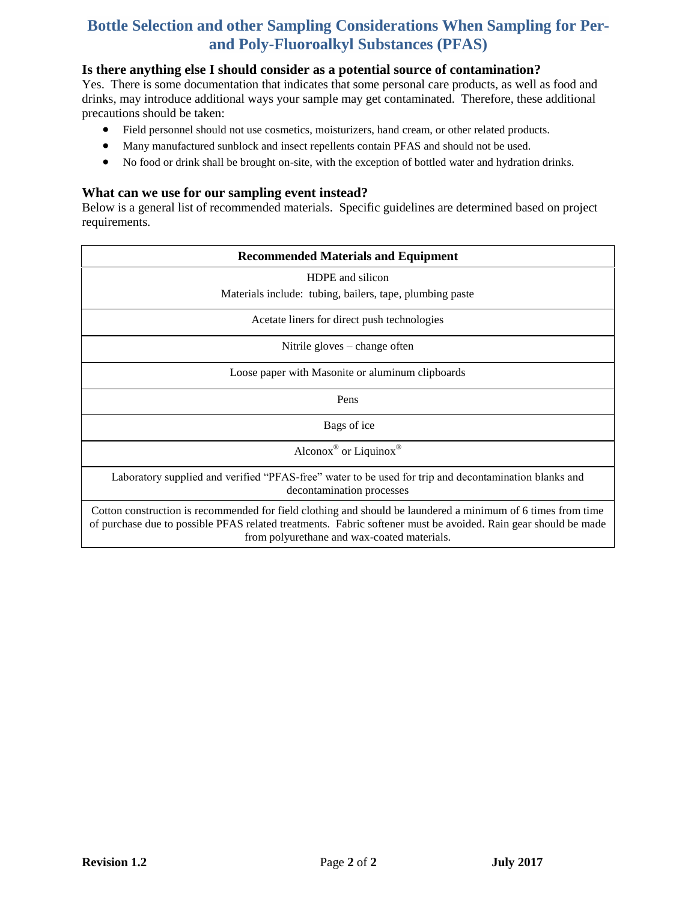# Bottle Selection and other Sampling Considerations When Sampling for Per- and Poly-Fluoroalkyl Substances (PFAS)

### Is there anything else I should consider as a potential source of contamination?

Yes. There is some documentation that indicates that some personal care products, as well as food and drinks, may introduce additional ways your sample may get contaminated. Therefore, these additional precautions should be taken:

- Field personnel should not use cosmetics, moisturizers, hand cream, or other related products.
- Many manufactured sunblock and insect repellents contain PFAS and should not be used.
- No food or drink shall be brought on-site, with the exception of bottled water and hydration drinks.

### What can we use for our sampling event instead?

Below is a general list of recommended materials. Specific guidelines are determined based on project requirements.

| Recommended Materials and Equipment |
|---|
| HDPE and silicon<br>Materials include: tubing, bailers, tape, plumbing paste |
| Acetate liners for direct push technologies |
| Nitrile gloves – change often |
| Loose paper with Masonite or aluminum clipboards |
| Pens |
| Bags of ice |
| Alconox® or Liquinox® |
| Laboratory supplied and verified "PFAS-free" water to be used for trip and decontamination blanks and decontamination processes |
| Cotton construction is recommended for field clothing and should be laundered a minimum of 6 times from time of purchase due to possible PFAS related treatments. Fabric softener must be avoided. Rain gear should be made from polyurethane and wax-coated materials. |

**Revision 1.2** **July 2017**